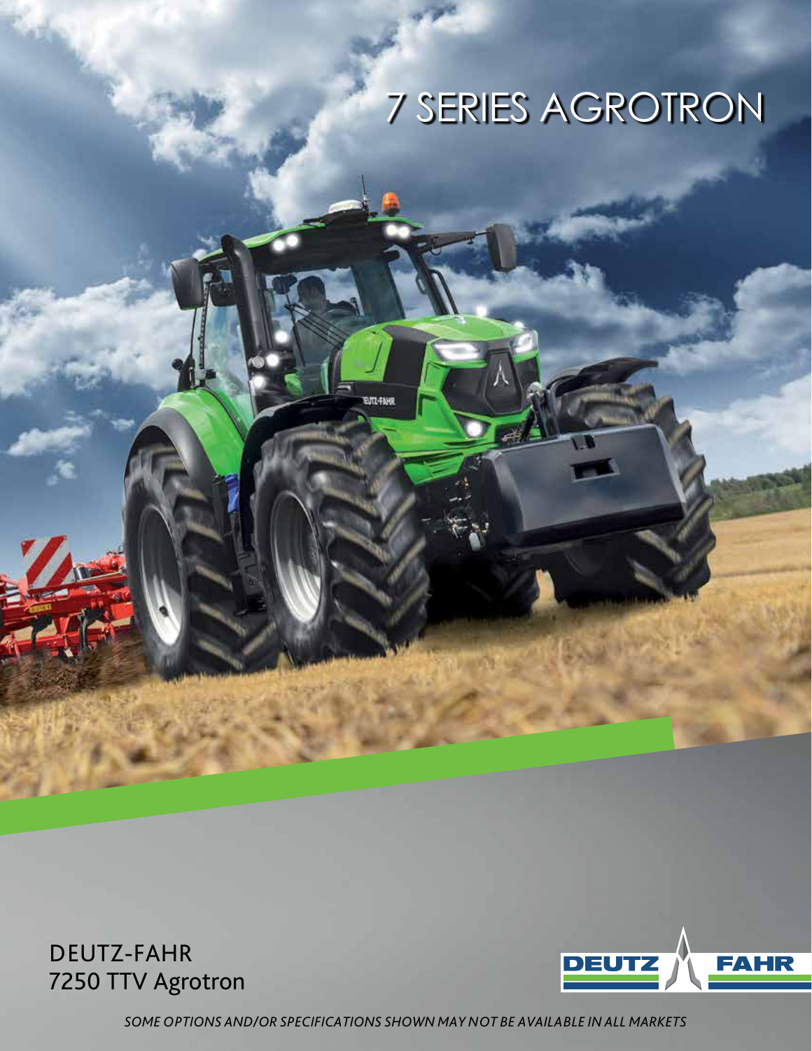# 7 SERIES AGROTRON

DEUTZ-FAHR
7250 TTV Agrotron

*SOME OPTIONS AND/OR SPECIFICATIONS SHOWN MAY NOT BE AVAILABLE IN ALL MARKETS*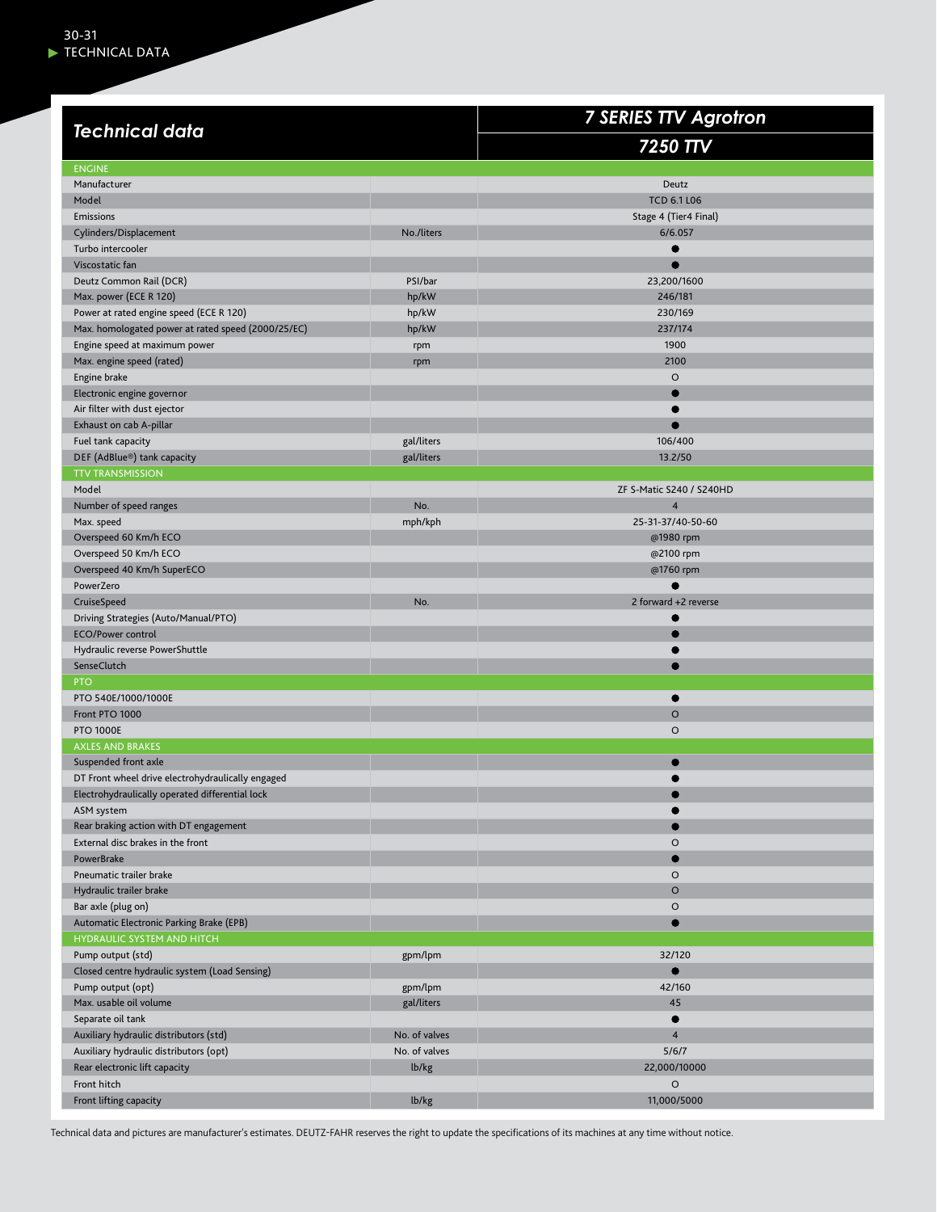| Technical data | | 7 SERIES TTV Agrotron |
|---|---|---|
| | | 7250 TTV |
| **ENGINE** | | |
| Manufacturer | | Deutz |
| Model | | TCD 6.1 L06 |
| Emissions | | Stage 4 (Tier4 Final) |
| Cylinders/Displacement | No./liters | 6/6.057 |
| Turbo intercooler | | ● |
| Viscostatic fan | | ● |
| Deutz Common Rail (DCR) | PSI/bar | 23,200/1600 |
| Max. power (ECE R 120) | hp/kW | 246/181 |
| Power at rated engine speed (ECE R 120) | hp/kW | 230/169 |
| Max. homologated power at rated speed (2000/25/EC) | hp/kW | 237/174 |
| Engine speed at maximum power | rpm | 1900 |
| Max. engine speed (rated) | rpm | 2100 |
| Engine brake | | O |
| Electronic engine governor | | ● |
| Air filter with dust ejector | | ● |
| Exhaust on cab A-pillar | | ● |
| Fuel tank capacity | gal/liters | 106/400 |
| DEF (AdBlue®) tank capacity | gal/liters | 13.2/50 |
| **TTV TRANSMISSION** | | |
| Model | | ZF S-Matic S240 / S240HD |
| Number of speed ranges | No. | 4 |
| Max. speed | mph/kph | 25-31-37/40-50-60 |
| Overspeed 60 Km/h ECO | | @1980 rpm |
| Overspeed 50 Km/h ECO | | @2100 rpm |
| Overspeed 40 Km/h SuperECO | | @1760 rpm |
| PowerZero | | ● |
| CruiseSpeed | No. | 2 forward +2 reverse |
| Driving Strategies (Auto/Manual/PTO) | | ● |
| ECO/Power control | | ● |
| Hydraulic reverse PowerShuttle | | ● |
| SenseClutch | | ● |
| **PTO** | | |
| PTO 540E/1000/1000E | | ● |
| Front PTO 1000 | | O |
| PTO 1000E | | O |
| **AXLES AND BRAKES** | | |
| Suspended front axle | | ● |
| DT Front wheel drive electrohydraulically engaged | | ● |
| Electrohydraulically operated differential lock | | ● |
| ASM system | | ● |
| Rear braking action with DT engagement | | ● |
| External disc brakes in the front | | O |
| PowerBrake | | ● |
| Pneumatic trailer brake | | O |
| Hydraulic trailer brake | | O |
| Bar axle (plug on) | | O |
| Automatic Electronic Parking Brake (EPB) | | ● |
| **HYDRAULIC SYSTEM AND HITCH** | | |
| Pump output (std) | gpm/lpm | 32/120 |
| Closed centre hydraulic system (Load Sensing) | | ● |
| Pump output (opt) | gpm/lpm | 42/160 |
| Max. usable oil volume | gal/liters | 45 |
| Separate oil tank | | ● |
| Auxiliary hydraulic distributors (std) | No. of valves | 4 |
| Auxiliary hydraulic distributors (opt) | No. of valves | 5/6/7 |
| Rear electronic lift capacity | lb/kg | 22,000/10000 |
| Front hitch | | O |
| Front lifting capacity | lb/kg | 11,000/5000 |

Technical data and pictures are manufacturer's estimates. DEUTZ-FAHR reserves the right to update the specifications of its machines at any time without notice.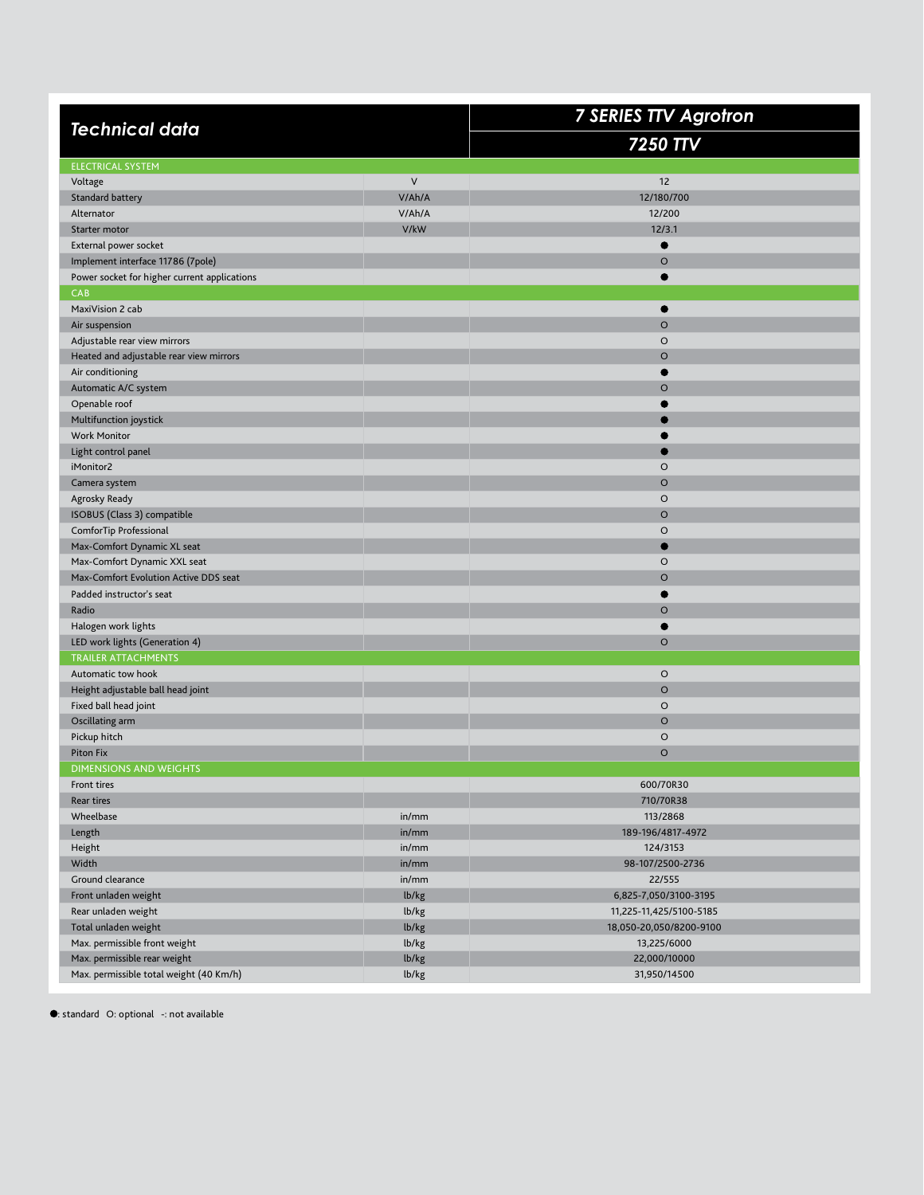| Technical data | | 7 SERIES TTV Agrotron |
|---|---|---|
| | | 7250 TTV |
| ELECTRICAL SYSTEM | | |
| Voltage | V | 12 |
| Standard battery | V/Ah/A | 12/180/700 |
| Alternator | V/Ah/A | 12/200 |
| Starter motor | V/kW | 12/3.1 |
| External power socket | | ● |
| Implement interface 11786 (7pole) | | O |
| Power socket for higher current applications | | ● |
| CAB | | |
| MaxiVision 2 cab | | ● |
| Air suspension | | O |
| Adjustable rear view mirrors | | O |
| Heated and adjustable rear view mirrors | | O |
| Air conditioning | | ● |
| Automatic A/C system | | O |
| Openable roof | | ● |
| Multifunction joystick | | ● |
| Work Monitor | | ● |
| Light control panel | | ● |
| iMonitor2 | | O |
| Camera system | | O |
| Agrosky Ready | | O |
| ISOBUS (Class 3) compatible | | O |
| ComforTip Professional | | O |
| Max-Comfort Dynamic XL seat | | ● |
| Max-Comfort Dynamic XXL seat | | O |
| Max-Comfort Evolution Active DDS seat | | O |
| Padded instructor's seat | | ● |
| Radio | | O |
| Halogen work lights | | ● |
| LED work lights (Generation 4) | | O |
| TRAILER ATTACHMENTS | | |
| Automatic tow hook | | O |
| Height adjustable ball head joint | | O |
| Fixed ball head joint | | O |
| Oscillating arm | | O |
| Pickup hitch | | O |
| Piton Fix | | O |
| DIMENSIONS AND WEIGHTS | | |
| Front tires | | 600/70R30 |
| Rear tires | | 710/70R38 |
| Wheelbase | in/mm | 113/2868 |
| Length | in/mm | 189-196/4817-4972 |
| Height | in/mm | 124/3153 |
| Width | in/mm | 98-107/2500-2736 |
| Ground clearance | in/mm | 22/555 |
| Front unladen weight | lb/kg | 6,825-7,050/3100-3195 |
| Rear unladen weight | lb/kg | 11,225-11,425/5100-5185 |
| Total unladen weight | lb/kg | 18,050-20,050/8200-9100 |
| Max. permissible front weight | lb/kg | 13,225/6000 |
| Max. permissible rear weight | lb/kg | 22,000/10000 |
| Max. permissible total weight (40 Km/h) | lb/kg | 31,950/14500 |

●: standard O: optional -: not available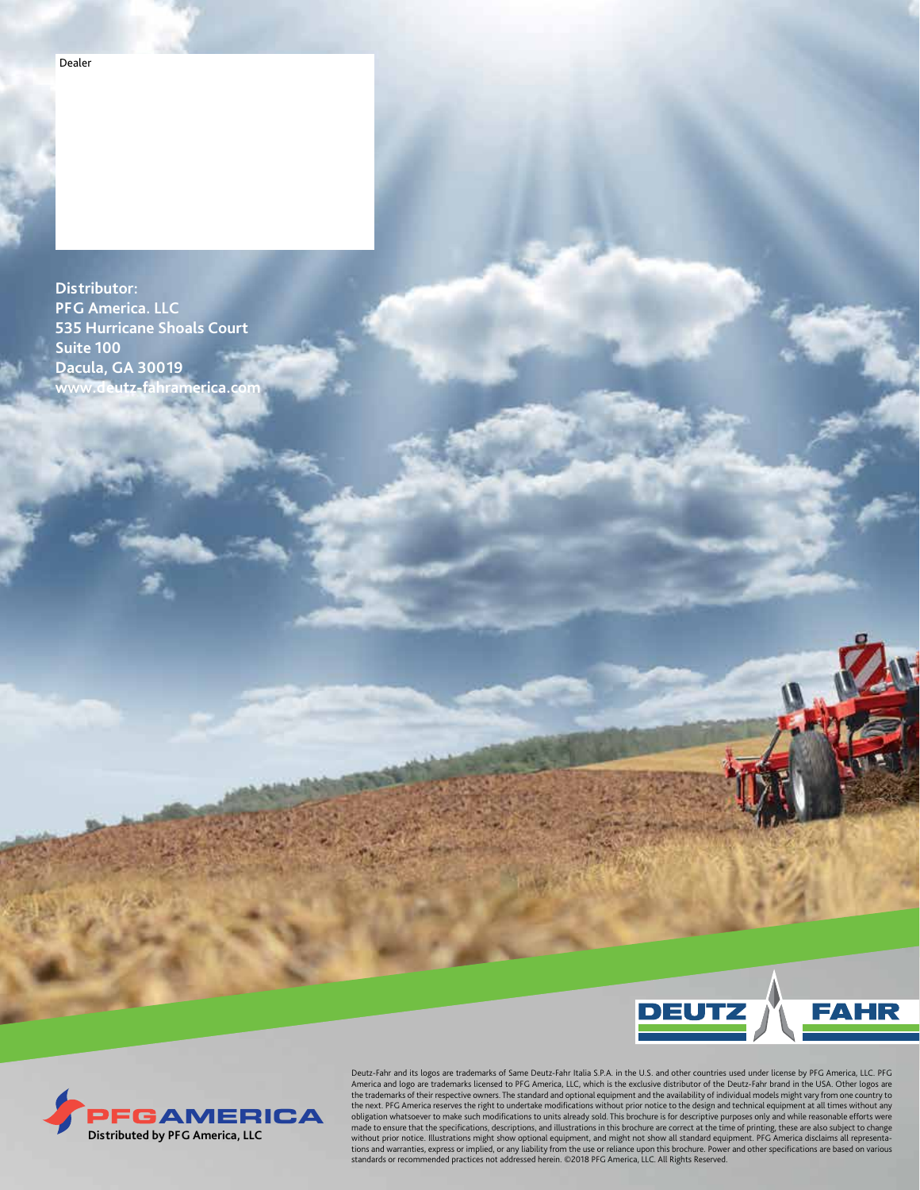Dealer

**Distributor:**
**PFG America. LLC**
**535 Hurricane Shoals Court**
**Suite 100**
**Dacula, GA 30019**
**www.deutz-fahramerica.com**

DEUTZ FAHR

PFGAMERICA
Distributed by PFG America, LLC

Deutz-Fahr and its logos are trademarks of Same Deutz-Fahr Italia S.P.A. in the U.S. and other countries used under license by PFG America, LLC. PFG America and logo are trademarks licensed to PFG America, LLC, which is the exclusive distributor of the Deutz-Fahr brand in the USA. Other logos are the trademarks of their respective owners. The standard and optional equipment and the availability of individual models might vary from one country to the next. PFG America reserves the right to undertake modifications without prior notice to the design and technical equipment at all times without any obligation whatsoever to make such modifications to units already sold. This brochure is for descriptive purposes only and while reasonable efforts were made to ensure that the specifications, descriptions, and illustrations in this brochure are correct at the time of printing, these are also subject to change without prior notice. Illustrations might show optional equipment, and might not show all standard equipment. PFG America disclaims all representations and warranties, express or implied, or any liability from the use or reliance upon this brochure. Power and other specifications are based on various standards or recommended practices not addressed herein. ©2018 PFG America, LLC. All Rights Reserved.